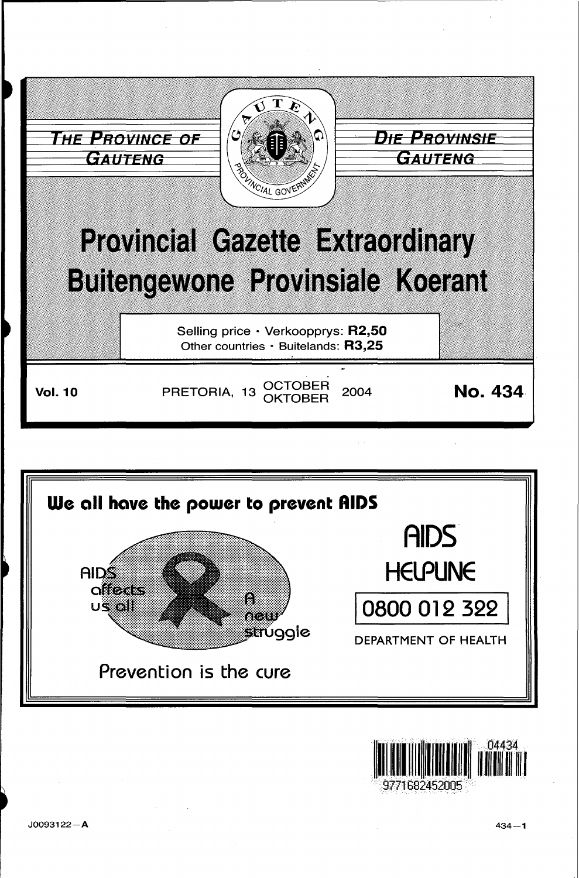THE PROVINCE OF GAUTENG

DIE PROVINSIE GAUTENG

# Provincial Gazette Extraordinary
# Buitengewone Provinsiale Koerant

Selling price · Verkoopprys: **R2,50**
Other countries · Buitelands: **R3,25**

**Vol. 10** PRETORIA, 13 OCTOBER OKTOBER 2004 **No. 434**

**We all have the power to prevent AIDS**

AIDS affects us all

A new struggle

Prevention is the cure

AIDS HELPLINE

0800 012 322

DEPARTMENT OF HEALTH

J0093122—A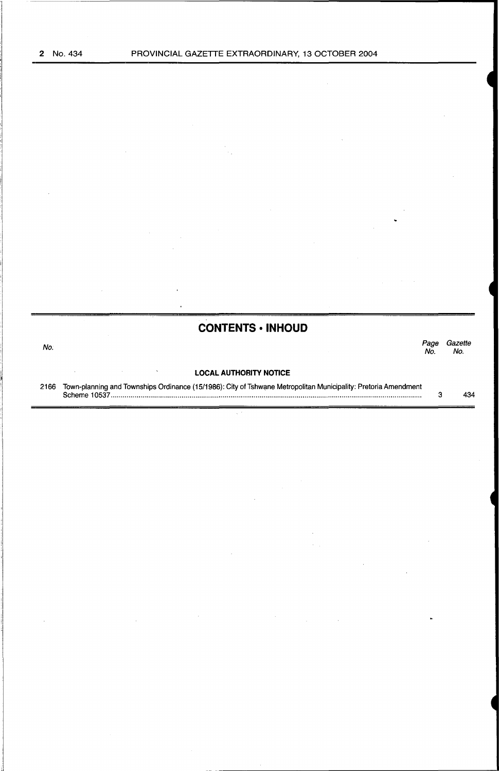## CONTENTS • INHOUD

| No. | | Page No. | Gazette No. |
|---|---|---|---|
| | **LOCAL AUTHORITY NOTICE** | | |
| 2166 | Town-planning and Townships Ordinance (15/1986): City of Tshwane Metropolitan Municipality: Pretoria Amendment Scheme 10537 | 3 | 434 |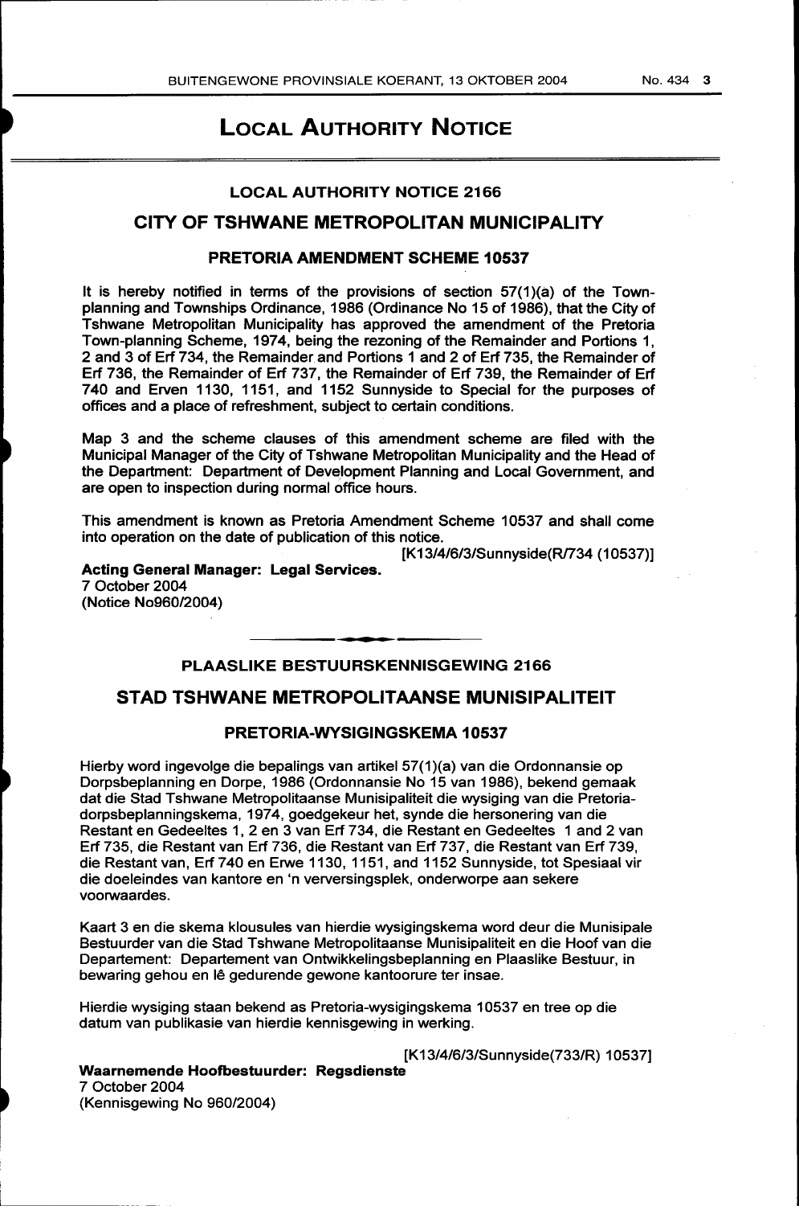# LOCAL AUTHORITY NOTICE

## LOCAL AUTHORITY NOTICE 2166

## CITY OF TSHWANE METROPOLITAN MUNICIPALITY

### PRETORIA AMENDMENT SCHEME 10537

It is hereby notified in terms of the provisions of section 57(1)(a) of the Town-planning and Townships Ordinance, 1986 (Ordinance No 15 of 1986), that the City of Tshwane Metropolitan Municipality has approved the amendment of the Pretoria Town-planning Scheme, 1974, being the rezoning of the Remainder and Portions 1, 2 and 3 of Erf 734, the Remainder and Portions 1 and 2 of Erf 735, the Remainder of Erf 736, the Remainder of Erf 737, the Remainder of Erf 739, the Remainder of Erf 740 and Erven 1130, 1151, and 1152 Sunnyside to Special for the purposes of offices and a place of refreshment, subject to certain conditions.

Map 3 and the scheme clauses of this amendment scheme are filed with the Municipal Manager of the City of Tshwane Metropolitan Municipality and the Head of the Department: Department of Development Planning and Local Government, and are open to inspection during normal office hours.

This amendment is known as Pretoria Amendment Scheme 10537 and shall come into operation on the date of publication of this notice.

[K13/4/6/3/Sunnyside(R/734 (10537)]

**Acting General Manager: Legal Services.**
7 October 2004
(Notice No960/2004)

---

## PLAASLIKE BESTUURSKENNISGEWING 2166

## STAD TSHWANE METROPOLITAANSE MUNISIPALITEIT

### PRETORIA-WYSIGINGSKEMA 10537

Hierby word ingevolge die bepalings van artikel 57(1)(a) van die Ordonnansie op Dorpsbeplanning en Dorpe, 1986 (Ordonnansie No 15 van 1986), bekend gemaak dat die Stad Tshwane Metropolitaanse Munisipaliteit die wysiging van die Pretoria-dorpsbeplanningskema, 1974, goedgekeur het, synde die hersonering van die Restant en Gedeeltes 1, 2 en 3 van Erf 734, die Restant en Gedeeltes 1 and 2 van Erf 735, die Restant van Erf 736, die Restant van Erf 737, die Restant van Erf 739, die Restant van, Erf 740 en Erwe 1130, 1151, and 1152 Sunnyside, tot Spesiaal vir die doeleindes van kantore en 'n verversingsplek, onderworpe aan sekere voorwaardes.

Kaart 3 en die skema klousules van hierdie wysigingskema word deur die Munisipale Bestuurder van die Stad Tshwane Metropolitaanse Munisipaliteit en die Hoof van die Departement: Departement van Ontwikkelingsbeplanning en Plaaslike Bestuur, in bewaring gehou en lê gedurende gewone kantoorure ter insae.

Hierdie wysiging staan bekend as Pretoria-wysigingskema 10537 en tree op die datum van publikasie van hierdie kennisgewing in werking.

[K13/4/6/3/Sunnyside(733/R) 10537]

**Waarnemende Hoofbestuurder: Regsdienste**
7 October 2004
(Kennisgewing No 960/2004)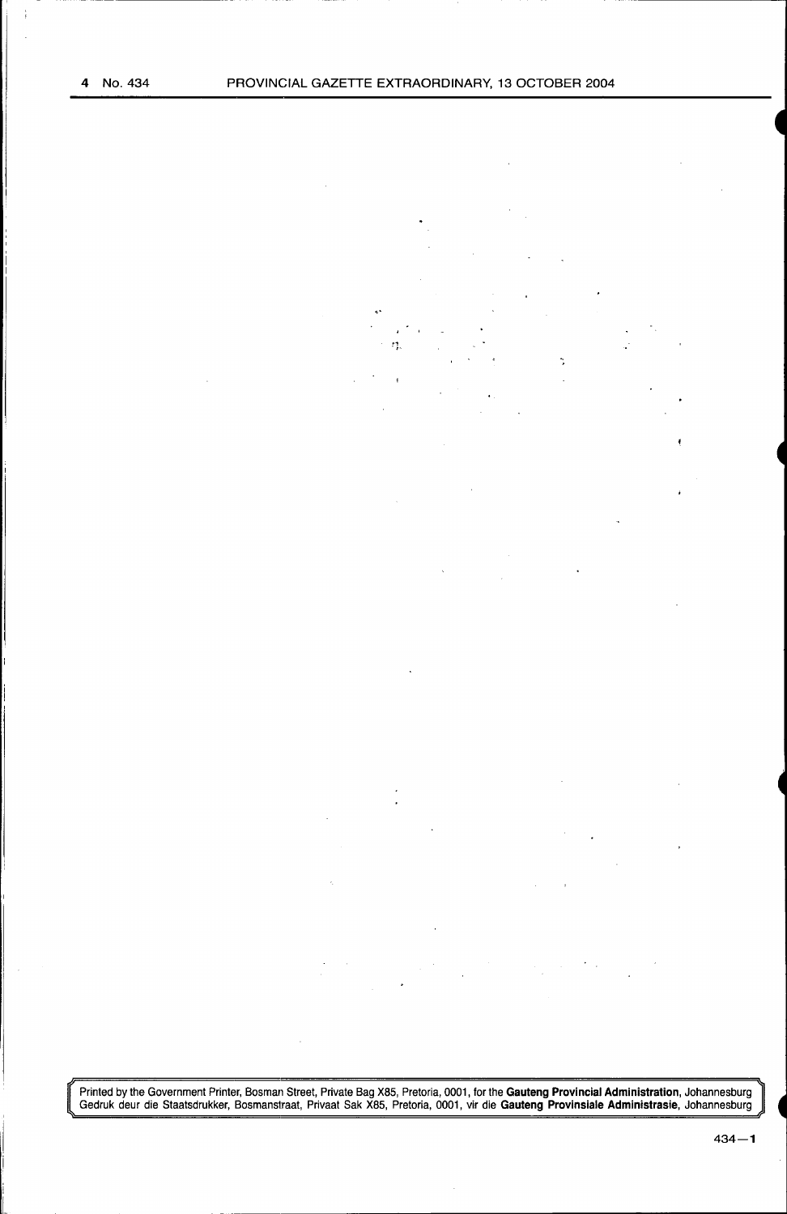Printed by the Government Printer, Bosman Street, Private Bag X85, Pretoria, 0001, for the **Gauteng Provincial Administration**, Johannesburg
Gedruk deur die Staatsdrukker, Bosmanstraat, Privaat Sak X85, Pretoria, 0001, vir die **Gauteng Provinsiale Administrasie**, Johannesburg

434—1